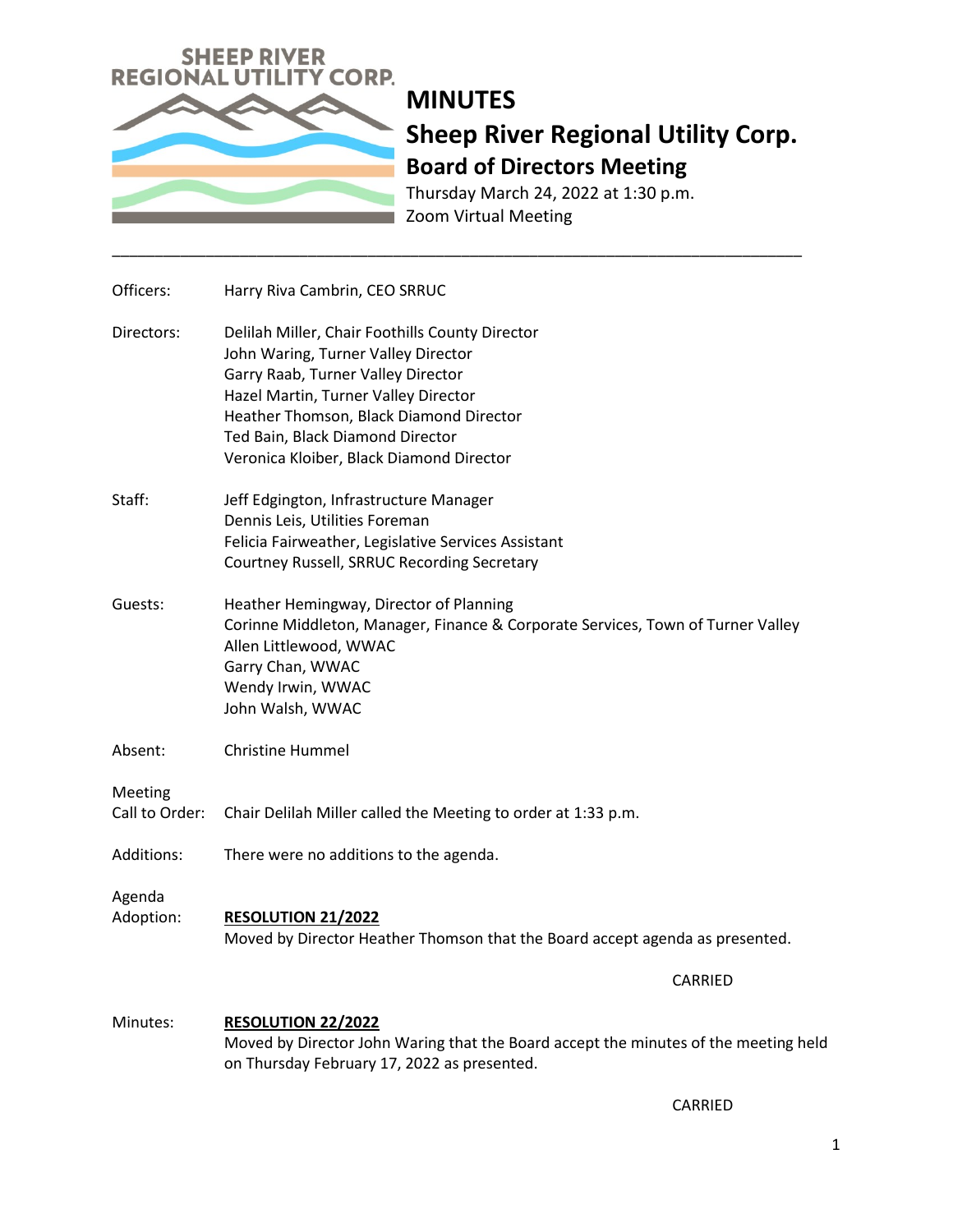SHEEP RIVER REGIONAL UTILITY CORP.

# MINUTES

## Sheep River Regional Utility Corp.

### Board of Directors Meeting

Thursday March 24, 2022 at 1:30 p.m.
Zoom Virtual Meeting

---

Officers: Harry Riva Cambrin, CEO SRRUC

Directors:
Delilah Miller, Chair Foothills County Director
John Waring, Turner Valley Director
Garry Raab, Turner Valley Director
Hazel Martin, Turner Valley Director
Heather Thomson, Black Diamond Director
Ted Bain, Black Diamond Director
Veronica Kloiber, Black Diamond Director

Staff:
Jeff Edgington, Infrastructure Manager
Dennis Leis, Utilities Foreman
Felicia Fairweather, Legislative Services Assistant
Courtney Russell, SRRUC Recording Secretary

Guests:
Heather Hemingway, Director of Planning
Corinne Middleton, Manager, Finance & Corporate Services, Town of Turner Valley
Allen Littlewood, WWAC
Garry Chan, WWAC
Wendy Irwin, WWAC
John Walsh, WWAC

Absent: Christine Hummel

Meeting Call to Order: Chair Delilah Miller called the Meeting to order at 1:33 p.m.

Additions: There were no additions to the agenda.

Agenda Adoption:

**RESOLUTION 21/2022**
Moved by Director Heather Thomson that the Board accept agenda as presented.

CARRIED

Minutes:

**RESOLUTION 22/2022**
Moved by Director John Waring that the Board accept the minutes of the meeting held on Thursday February 17, 2022 as presented.

CARRIED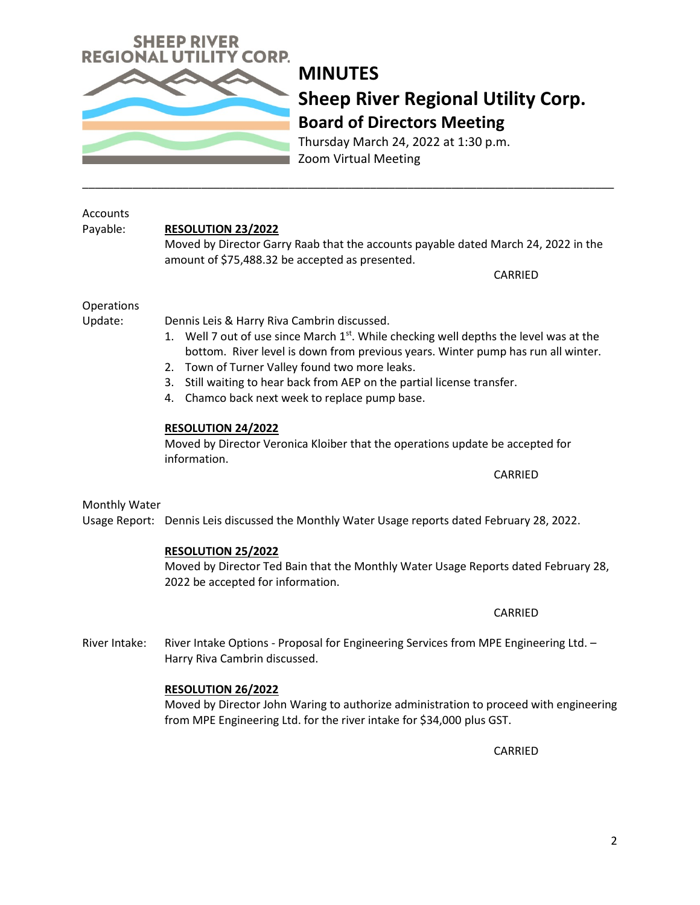# MINUTES

## Sheep River Regional Utility Corp.

### Board of Directors Meeting

Thursday March 24, 2022 at 1:30 p.m.
Zoom Virtual Meeting

---

**Accounts Payable:**

**RESOLUTION 23/2022**

Moved by Director Garry Raab that the accounts payable dated March 24, 2022 in the amount of $75,488.32 be accepted as presented.

CARRIED

**Operations Update:**

Dennis Leis & Harry Riva Cambrin discussed.

1. Well 7 out of use since March 1st. While checking well depths the level was at the bottom. River level is down from previous years. Winter pump has run all winter.
2. Town of Turner Valley found two more leaks.
3. Still waiting to hear back from AEP on the partial license transfer.
4. Chamco back next week to replace pump base.

**RESOLUTION 24/2022**

Moved by Director Veronica Kloiber that the operations update be accepted for information.

CARRIED

**Monthly Water Usage Report:**

Dennis Leis discussed the Monthly Water Usage reports dated February 28, 2022.

**RESOLUTION 25/2022**

Moved by Director Ted Bain that the Monthly Water Usage Reports dated February 28, 2022 be accepted for information.

CARRIED

**River Intake:**

River Intake Options - Proposal for Engineering Services from MPE Engineering Ltd. – Harry Riva Cambrin discussed.

**RESOLUTION 26/2022**

Moved by Director John Waring to authorize administration to proceed with engineering from MPE Engineering Ltd. for the river intake for $34,000 plus GST.

CARRIED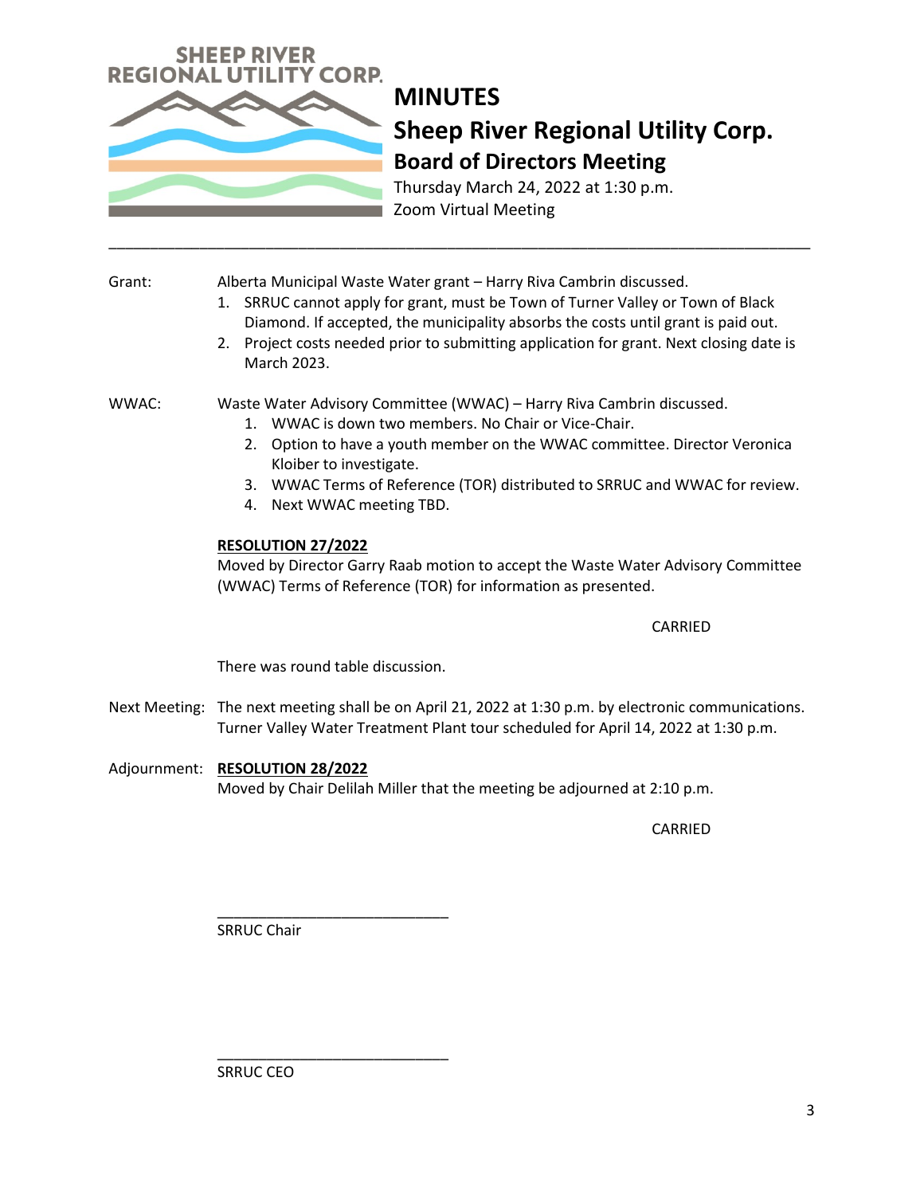# MINUTES

## Sheep River Regional Utility Corp.

### Board of Directors Meeting

Thursday March 24, 2022 at 1:30 p.m.
Zoom Virtual Meeting

---

**Grant:** Alberta Municipal Waste Water grant – Harry Riva Cambrin discussed.

1. SRRUC cannot apply for grant, must be Town of Turner Valley or Town of Black Diamond. If accepted, the municipality absorbs the costs until grant is paid out.
2. Project costs needed prior to submitting application for grant. Next closing date is March 2023.

**WWAC:** Waste Water Advisory Committee (WWAC) – Harry Riva Cambrin discussed.

1. WWAC is down two members. No Chair or Vice-Chair.
2. Option to have a youth member on the WWAC committee. Director Veronica Kloiber to investigate.
3. WWAC Terms of Reference (TOR) distributed to SRRUC and WWAC for review.
4. Next WWAC meeting TBD.

**RESOLUTION 27/2022**
Moved by Director Garry Raab motion to accept the Waste Water Advisory Committee (WWAC) Terms of Reference (TOR) for information as presented.

CARRIED

There was round table discussion.

**Next Meeting:** The next meeting shall be on April 21, 2022 at 1:30 p.m. by electronic communications. Turner Valley Water Treatment Plant tour scheduled for April 14, 2022 at 1:30 p.m.

**Adjournment:** **RESOLUTION 28/2022**
Moved by Chair Delilah Miller that the meeting be adjourned at 2:10 p.m.

CARRIED

\_\_\_\_\_\_\_\_\_\_\_\_\_\_\_\_\_\_\_\_\_\_\_\_\_\_\_\_
SRRUC Chair

\_\_\_\_\_\_\_\_\_\_\_\_\_\_\_\_\_\_\_\_\_\_\_\_\_\_\_\_
SRRUC CEO